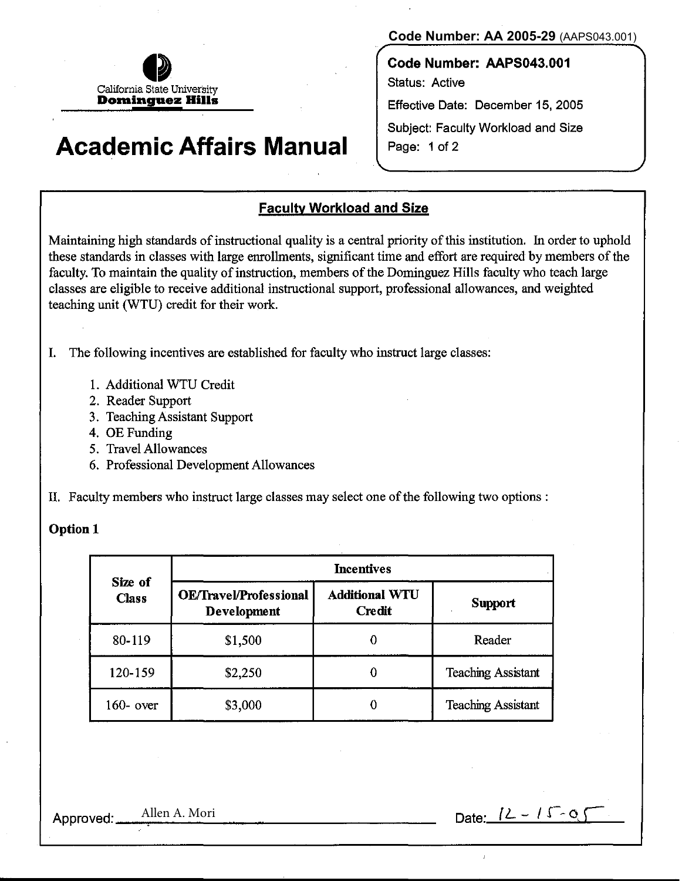Code Number: AA 2005-29 (AAPS043.001)

California State University
**Dominguez Hills**

# Academic Affairs Manual

**Code Number: AAPS043.001**
Status: Active
Effective Date: December 15, 2005
Subject: Faculty Workload and Size

## Faculty Workload and Size

Maintaining high standards of instructional quality is a central priority of this institution. In order to uphold these standards in classes with large enrollments, significant time and effort are required by members of the faculty. To maintain the quality of instruction, members of the Dominguez Hills faculty who teach large classes are eligible to receive additional instructional support, professional allowances, and weighted teaching unit (WTU) credit for their work.

I. The following incentives are established for faculty who instruct large classes:

1. Additional WTU Credit
2. Reader Support
3. Teaching Assistant Support
4. OE Funding
5. Travel Allowances
6. Professional Development Allowances

II. Faculty members who instruct large classes may select one of the following two options :

**Option 1**

| Size of Class | Incentives | | |
|---|---|---|---|
| | OE/Travel/Professional Development | Additional WTU Credit | Support |
| 80-119 | $1,500 | 0 | Reader |
| 120-159 | $2,250 | 0 | Teaching Assistant |
| 160- over | $3,000 | 0 | Teaching Assistant |

Approved: Allen A. Mori Date: 12 - 15 - 05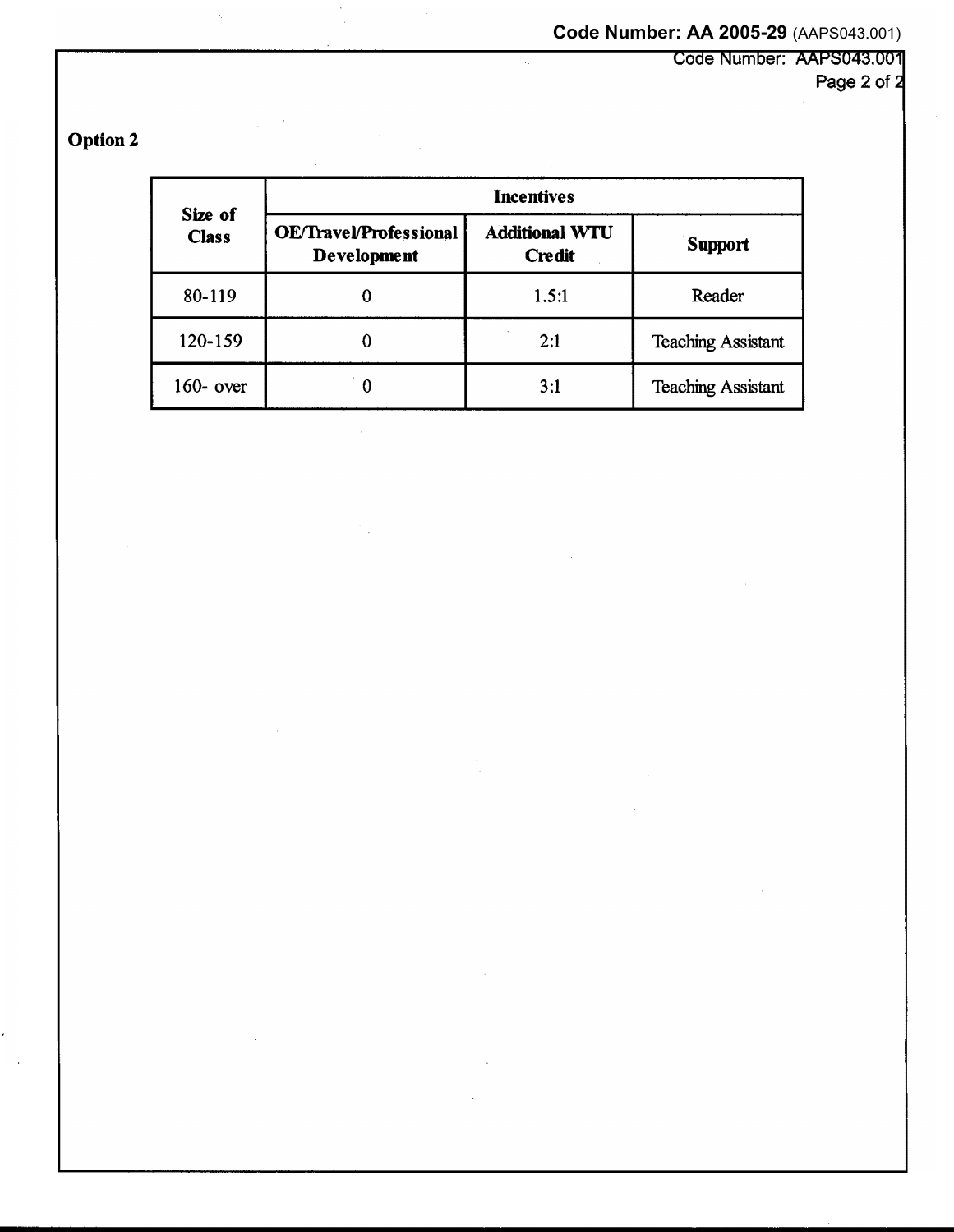**Option 2**

| Size of Class | Incentives | | |
|---|---|---|---|
| | OE/Travel/Professional Development | Additional WTU Credit | Support |
| 80-119 | 0 | 1.5:1 | Reader |
| 120-159 | 0 | 2:1 | Teaching Assistant |
| 160- over | 0 | 3:1 | Teaching Assistant |